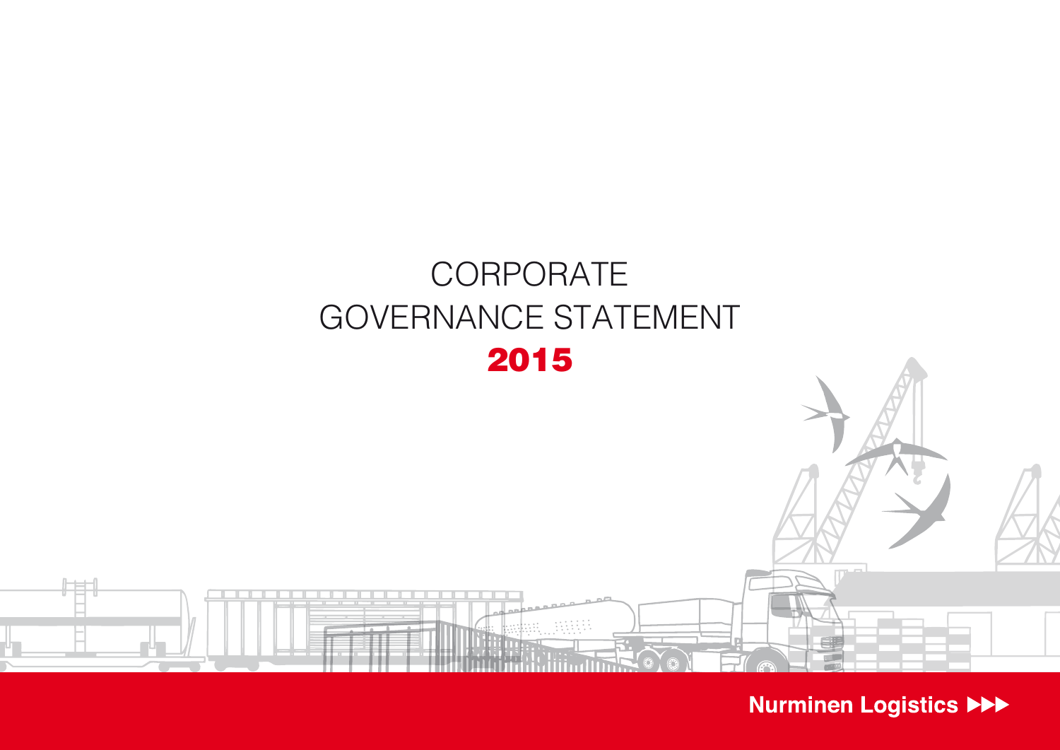# CORPORATE GOVERNANCE STATEMENT

# 2015

Nurminen Logistics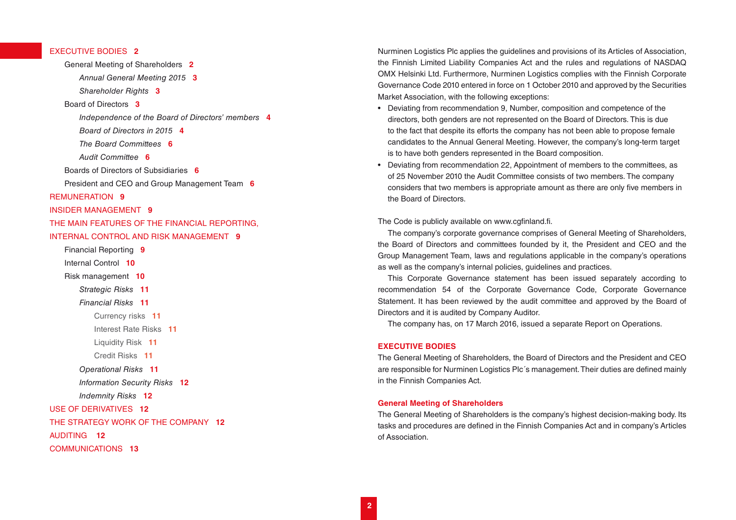EXECUTIVE BODIES 2
- General Meeting of Shareholders 2
  - *Annual General Meeting 2015* 3
  - *Shareholder Rights* 3
- Board of Directors 3
  - *Independence of the Board of Directors' members* 4
  - *Board of Directors in 2015* 4
  - *The Board Committees* 6
  - *Audit Committee* 6
- Boards of Directors of Subsidiaries 6
- President and CEO and Group Management Team 6

REMUNERATION 9

INSIDER MANAGEMENT 9

THE MAIN FEATURES OF THE FINANCIAL REPORTING, INTERNAL CONTROL AND RISK MANAGEMENT 9
- Financial Reporting 9
- Internal Control 10
- Risk management 10
  - *Strategic Risks* 11
  - *Financial Risks* 11
    - Currency risks 11
    - Interest Rate Risks 11
    - Liquidity Risk 11
    - Credit Risks 11
  - *Operational Risks* 11
  - *Information Security Risks* 12
  - *Indemnity Risks* 12

USE OF DERIVATIVES 12

THE STRATEGY WORK OF THE COMPANY 12

AUDITING 12

COMMUNICATIONS 13

Nurminen Logistics Plc applies the guidelines and provisions of its Articles of Association, the Finnish Limited Liability Companies Act and the rules and regulations of NASDAQ OMX Helsinki Ltd. Furthermore, Nurminen Logistics complies with the Finnish Corporate Governance Code 2010 entered in force on 1 October 2010 and approved by the Securities Market Association, with the following exceptions:

- Deviating from recommendation 9, Number, composition and competence of the directors, both genders are not represented on the Board of Directors. This is due to the fact that despite its efforts the company has not been able to propose female candidates to the Annual General Meeting. However, the company's long-term target is to have both genders represented in the Board composition.
- Deviating from recommendation 22, Appointment of members to the committees, as of 25 November 2010 the Audit Committee consists of two members. The company considers that two members is appropriate amount as there are only five members in the Board of Directors.

The Code is publicly available on www.cgfinland.fi.

The company's corporate governance comprises of General Meeting of Shareholders, the Board of Directors and committees founded by it, the President and CEO and the Group Management Team, laws and regulations applicable in the company's operations as well as the company's internal policies, guidelines and practices.

This Corporate Governance statement has been issued separately according to recommendation 54 of the Corporate Governance Code, Corporate Governance Statement. It has been reviewed by the audit committee and approved by the Board of Directors and it is audited by Company Auditor.

The company has, on 17 March 2016, issued a separate Report on Operations.

## EXECUTIVE BODIES

The General Meeting of Shareholders, the Board of Directors and the President and CEO are responsible for Nurminen Logistics Plc´s management. Their duties are defined mainly in the Finnish Companies Act.

### General Meeting of Shareholders

The General Meeting of Shareholders is the company's highest decision-making body. Its tasks and procedures are defined in the Finnish Companies Act and in company's Articles of Association.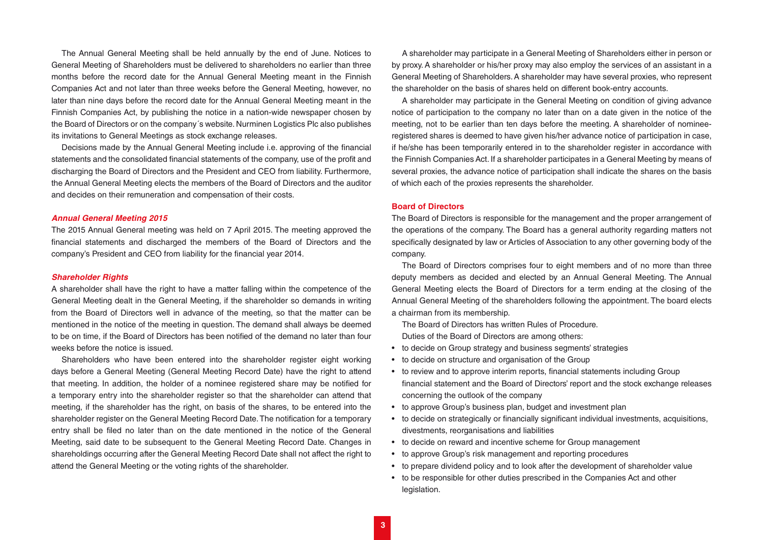The Annual General Meeting shall be held annually by the end of June. Notices to General Meeting of Shareholders must be delivered to shareholders no earlier than three months before the record date for the Annual General Meeting meant in the Finnish Companies Act and not later than three weeks before the General Meeting, however, no later than nine days before the record date for the Annual General Meeting meant in the Finnish Companies Act, by publishing the notice in a nation-wide newspaper chosen by the Board of Directors or on the company´s website. Nurminen Logistics Plc also publishes its invitations to General Meetings as stock exchange releases.

Decisions made by the Annual General Meeting include i.e. approving of the financial statements and the consolidated financial statements of the company, use of the profit and discharging the Board of Directors and the President and CEO from liability. Furthermore, the Annual General Meeting elects the members of the Board of Directors and the auditor and decides on their remuneration and compensation of their costs.

### *Annual General Meeting 2015*

The 2015 Annual General meeting was held on 7 April 2015. The meeting approved the financial statements and discharged the members of the Board of Directors and the company's President and CEO from liability for the financial year 2014.

### *Shareholder Rights*

A shareholder shall have the right to have a matter falling within the competence of the General Meeting dealt in the General Meeting, if the shareholder so demands in writing from the Board of Directors well in advance of the meeting, so that the matter can be mentioned in the notice of the meeting in question. The demand shall always be deemed to be on time, if the Board of Directors has been notified of the demand no later than four weeks before the notice is issued.

Shareholders who have been entered into the shareholder register eight working days before a General Meeting (General Meeting Record Date) have the right to attend that meeting. In addition, the holder of a nominee registered share may be notified for a temporary entry into the shareholder register so that the shareholder can attend that meeting, if the shareholder has the right, on basis of the shares, to be entered into the shareholder register on the General Meeting Record Date. The notification for a temporary entry shall be filed no later than on the date mentioned in the notice of the General Meeting, said date to be subsequent to the General Meeting Record Date. Changes in shareholdings occurring after the General Meeting Record Date shall not affect the right to attend the General Meeting or the voting rights of the shareholder.

A shareholder may participate in a General Meeting of Shareholders either in person or by proxy. A shareholder or his/her proxy may also employ the services of an assistant in a General Meeting of Shareholders. A shareholder may have several proxies, who represent the shareholder on the basis of shares held on different book-entry accounts.

A shareholder may participate in the General Meeting on condition of giving advance notice of participation to the company no later than on a date given in the notice of the meeting, not to be earlier than ten days before the meeting. A shareholder of nominee-registered shares is deemed to have given his/her advance notice of participation in case, if he/she has been temporarily entered in to the shareholder register in accordance with the Finnish Companies Act. If a shareholder participates in a General Meeting by means of several proxies, the advance notice of participation shall indicate the shares on the basis of which each of the proxies represents the shareholder.

## Board of Directors

The Board of Directors is responsible for the management and the proper arrangement of the operations of the company. The Board has a general authority regarding matters not specifically designated by law or Articles of Association to any other governing body of the company.

The Board of Directors comprises four to eight members and of no more than three deputy members as decided and elected by an Annual General Meeting. The Annual General Meeting elects the Board of Directors for a term ending at the closing of the Annual General Meeting of the shareholders following the appointment. The board elects a chairman from its membership.

The Board of Directors has written Rules of Procedure.

Duties of the Board of Directors are among others:

- to decide on Group strategy and business segments' strategies
- to decide on structure and organisation of the Group
- to review and to approve interim reports, financial statements including Group financial statement and the Board of Directors' report and the stock exchange releases concerning the outlook of the company
- to approve Group's business plan, budget and investment plan
- to decide on strategically or financially significant individual investments, acquisitions, divestments, reorganisations and liabilities
- to decide on reward and incentive scheme for Group management
- to approve Group's risk management and reporting procedures
- to prepare dividend policy and to look after the development of shareholder value
- to be responsible for other duties prescribed in the Companies Act and other legislation.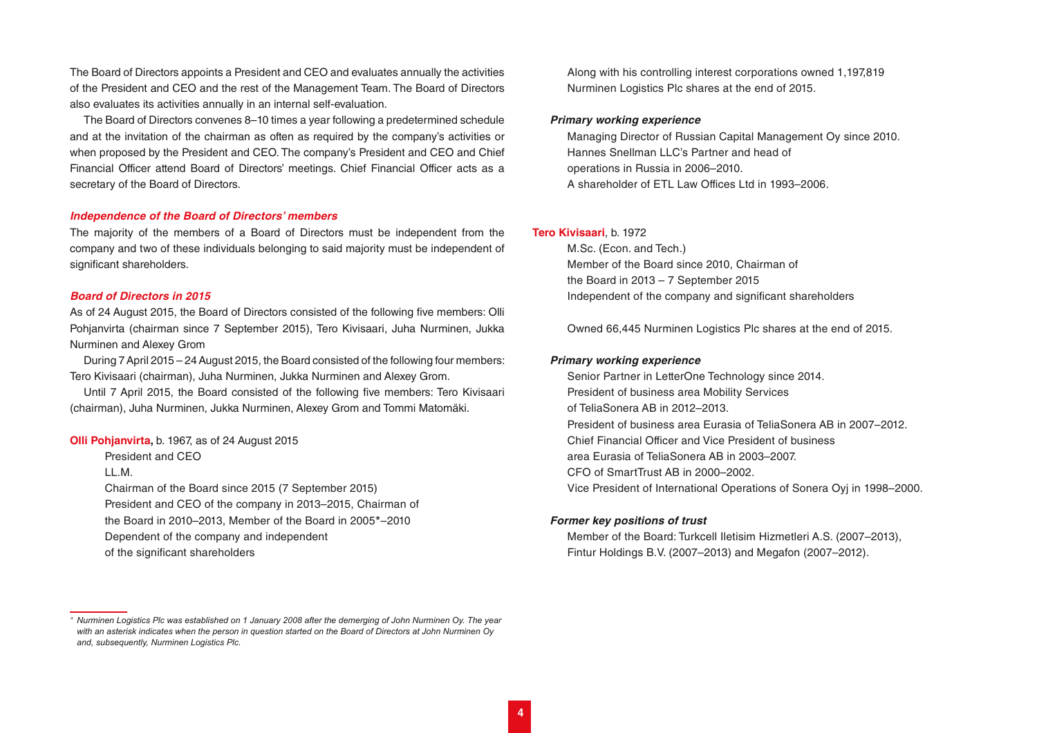The Board of Directors appoints a President and CEO and evaluates annually the activities of the President and CEO and the rest of the Management Team. The Board of Directors also evaluates its activities annually in an internal self-evaluation.

The Board of Directors convenes 8–10 times a year following a predetermined schedule and at the invitation of the chairman as often as required by the company's activities or when proposed by the President and CEO. The company's President and CEO and Chief Financial Officer attend Board of Directors' meetings. Chief Financial Officer acts as a secretary of the Board of Directors.

### *Independence of the Board of Directors' members*

The majority of the members of a Board of Directors must be independent from the company and two of these individuals belonging to said majority must be independent of significant shareholders.

### *Board of Directors in 2015*

As of 24 August 2015, the Board of Directors consisted of the following five members: Olli Pohjanvirta (chairman since 7 September 2015), Tero Kivisaari, Juha Nurminen, Jukka Nurminen and Alexey Grom

During 7 April 2015 – 24 August 2015, the Board consisted of the following four members: Tero Kivisaari (chairman), Juha Nurminen, Jukka Nurminen and Alexey Grom.

Until 7 April 2015, the Board consisted of the following five members: Tero Kivisaari (chairman), Juha Nurminen, Jukka Nurminen, Alexey Grom and Tommi Matomäki.

**Olli Pohjanvirta,** b. 1967, as of 24 August 2015

President and CEO
LL.M.
Chairman of the Board since 2015 (7 September 2015)
President and CEO of the company in 2013–2015, Chairman of the Board in 2010–2013, Member of the Board in 2005*–2010
Dependent of the company and independent of the significant shareholders

Along with his controlling interest corporations owned 1,197,819 Nurminen Logistics Plc shares at the end of 2015.

#### *Primary working experience*

Managing Director of Russian Capital Management Oy since 2010.
Hannes Snellman LLC's Partner and head of operations in Russia in 2006–2010.
A shareholder of ETL Law Offices Ltd in 1993–2006.

**Tero Kivisaari**, b. 1972

M.Sc. (Econ. and Tech.)
Member of the Board since 2010, Chairman of the Board in 2013 – 7 September 2015
Independent of the company and significant shareholders

Owned 66,445 Nurminen Logistics Plc shares at the end of 2015.

#### *Primary working experience*

Senior Partner in LetterOne Technology since 2014.
President of business area Mobility Services of TeliaSonera AB in 2012–2013.
President of business area Eurasia of TeliaSonera AB in 2007–2012.
Chief Financial Officer and Vice President of business area Eurasia of TeliaSonera AB in 2003–2007.
CFO of SmartTrust AB in 2000–2002.
Vice President of International Operations of Sonera Oyj in 1998–2000.

#### *Former key positions of trust*

Member of the Board: Turkcell Iletisim Hizmetleri A.S. (2007–2013), Fintur Holdings B.V. (2007–2013) and Megafon (2007–2012).

*\* Nurminen Logistics Plc was established on 1 January 2008 after the demerging of John Nurminen Oy. The year with an asterisk indicates when the person in question started on the Board of Directors at John Nurminen Oy and, subsequently, Nurminen Logistics Plc.*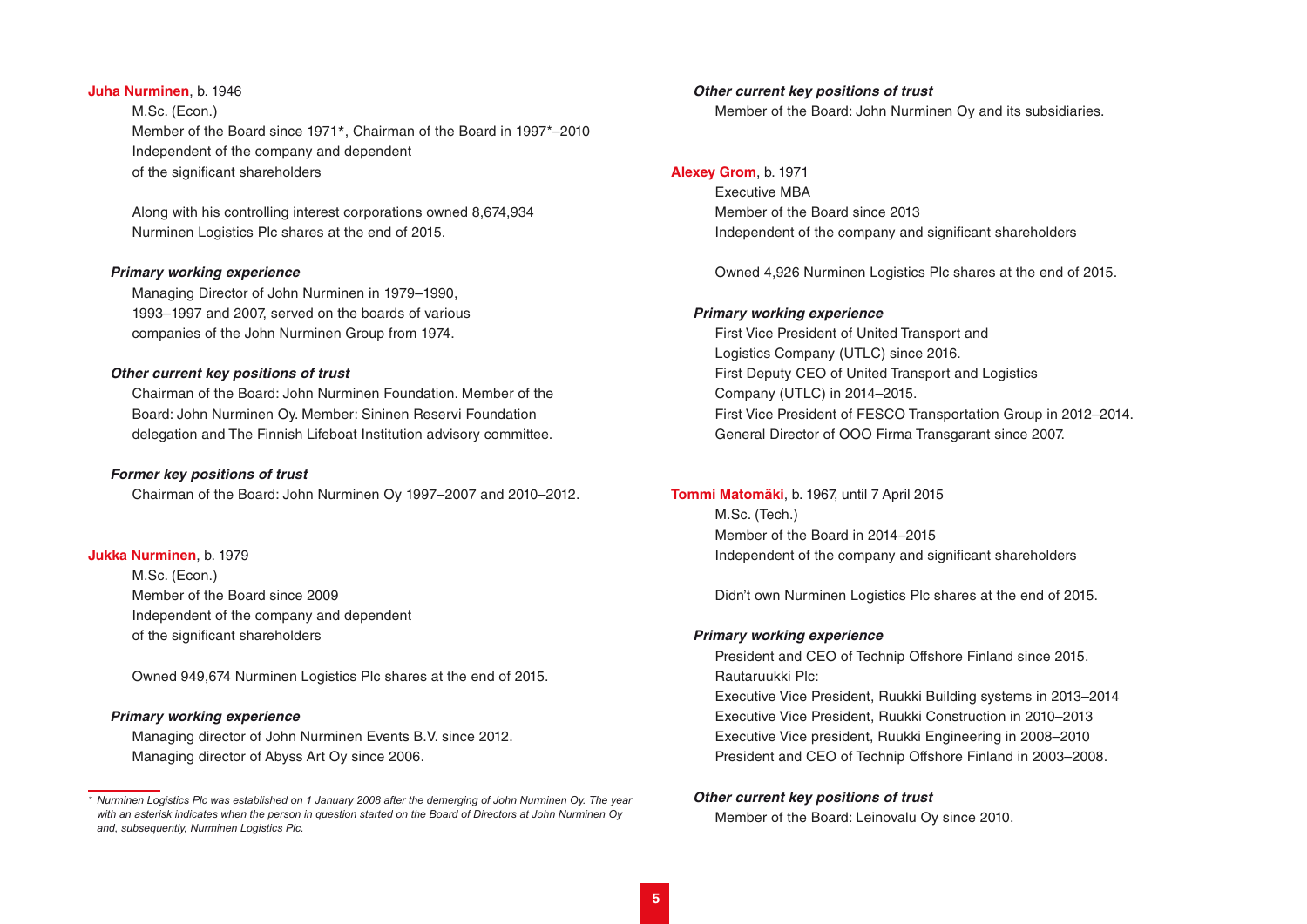**Juha Nurminen**, b. 1946

M.Sc. (Econ.)
Member of the Board since 1971*, Chairman of the Board in 1997*–2010
Independent of the company and dependent of the significant shareholders

Along with his controlling interest corporations owned 8,674,934 Nurminen Logistics Plc shares at the end of 2015.

***Primary working experience***

Managing Director of John Nurminen in 1979–1990, 1993–1997 and 2007, served on the boards of various companies of the John Nurminen Group from 1974.

***Other current key positions of trust***

Chairman of the Board: John Nurminen Foundation. Member of the Board: John Nurminen Oy. Member: Sininen Reservi Foundation delegation and The Finnish Lifeboat Institution advisory committee.

***Former key positions of trust***

Chairman of the Board: John Nurminen Oy 1997–2007 and 2010–2012.

**Jukka Nurminen**, b. 1979

M.Sc. (Econ.)
Member of the Board since 2009
Independent of the company and dependent of the significant shareholders

Owned 949,674 Nurminen Logistics Plc shares at the end of 2015.

***Primary working experience***

Managing director of John Nurminen Events B.V. since 2012.
Managing director of Abyss Art Oy since 2006.

***Other current key positions of trust***

Member of the Board: John Nurminen Oy and its subsidiaries.

**Alexey Grom**, b. 1971

Executive MBA
Member of the Board since 2013
Independent of the company and significant shareholders

Owned 4,926 Nurminen Logistics Plc shares at the end of 2015.

***Primary working experience***

First Vice President of United Transport and Logistics Company (UTLC) since 2016.
First Deputy CEO of United Transport and Logistics Company (UTLC) in 2014–2015.
First Vice President of FESCO Transportation Group in 2012–2014.
General Director of OOO Firma Transgarant since 2007.

**Tommi Matomäki**, b. 1967, until 7 April 2015

M.Sc. (Tech.)
Member of the Board in 2014–2015
Independent of the company and significant shareholders

Didn't own Nurminen Logistics Plc shares at the end of 2015.

***Primary working experience***

President and CEO of Technip Offshore Finland since 2015.
Rautaruukki Plc:
Executive Vice President, Ruukki Building systems in 2013–2014
Executive Vice President, Ruukki Construction in 2010–2013
Executive Vice president, Ruukki Engineering in 2008–2010
President and CEO of Technip Offshore Finland in 2003–2008.

***Other current key positions of trust***

Member of the Board: Leinovalu Oy since 2010.

---

*\* Nurminen Logistics Plc was established on 1 January 2008 after the demerging of John Nurminen Oy. The year with an asterisk indicates when the person in question started on the Board of Directors at John Nurminen Oy and, subsequently, Nurminen Logistics Plc.*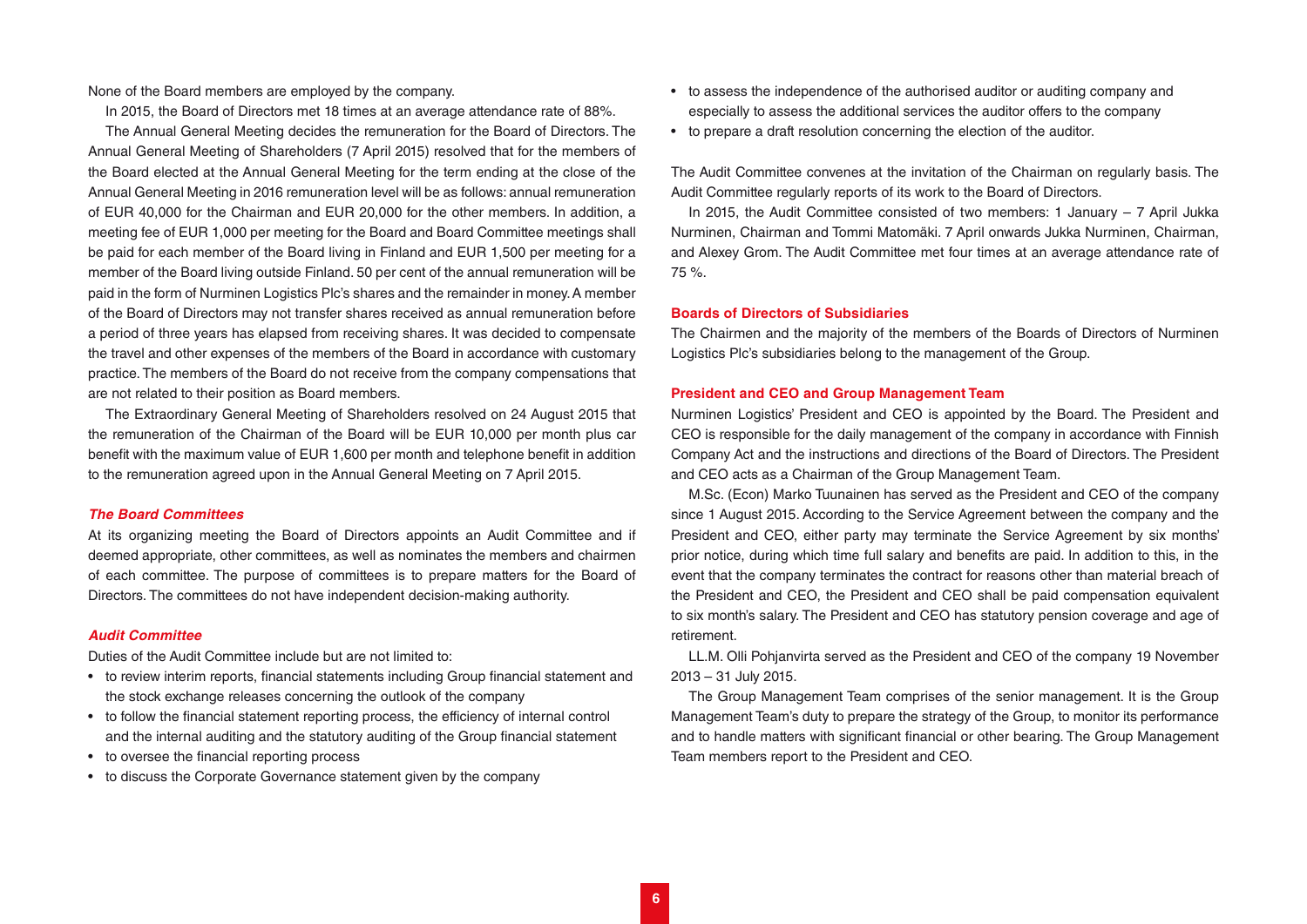None of the Board members are employed by the company.

In 2015, the Board of Directors met 18 times at an average attendance rate of 88%.

The Annual General Meeting decides the remuneration for the Board of Directors. The Annual General Meeting of Shareholders (7 April 2015) resolved that for the members of the Board elected at the Annual General Meeting for the term ending at the close of the Annual General Meeting in 2016 remuneration level will be as follows: annual remuneration of EUR 40,000 for the Chairman and EUR 20,000 for the other members. In addition, a meeting fee of EUR 1,000 per meeting for the Board and Board Committee meetings shall be paid for each member of the Board living in Finland and EUR 1,500 per meeting for a member of the Board living outside Finland. 50 per cent of the annual remuneration will be paid in the form of Nurminen Logistics Plc's shares and the remainder in money. A member of the Board of Directors may not transfer shares received as annual remuneration before a period of three years has elapsed from receiving shares. It was decided to compensate the travel and other expenses of the members of the Board in accordance with customary practice. The members of the Board do not receive from the company compensations that are not related to their position as Board members.

The Extraordinary General Meeting of Shareholders resolved on 24 August 2015 that the remuneration of the Chairman of the Board will be EUR 10,000 per month plus car benefit with the maximum value of EUR 1,600 per month and telephone benefit in addition to the remuneration agreed upon in the Annual General Meeting on 7 April 2015.

### *The Board Committees*

At its organizing meeting the Board of Directors appoints an Audit Committee and if deemed appropriate, other committees, as well as nominates the members and chairmen of each committee. The purpose of committees is to prepare matters for the Board of Directors. The committees do not have independent decision-making authority.

### *Audit Committee*

Duties of the Audit Committee include but are not limited to:

- to review interim reports, financial statements including Group financial statement and the stock exchange releases concerning the outlook of the company
- to follow the financial statement reporting process, the efficiency of internal control and the internal auditing and the statutory auditing of the Group financial statement
- to oversee the financial reporting process
- to discuss the Corporate Governance statement given by the company
- to assess the independence of the authorised auditor or auditing company and especially to assess the additional services the auditor offers to the company
- to prepare a draft resolution concerning the election of the auditor.

The Audit Committee convenes at the invitation of the Chairman on regularly basis. The Audit Committee regularly reports of its work to the Board of Directors.

In 2015, the Audit Committee consisted of two members: 1 January – 7 April Jukka Nurminen, Chairman and Tommi Matomäki. 7 April onwards Jukka Nurminen, Chairman, and Alexey Grom. The Audit Committee met four times at an average attendance rate of 75 %.

### Boards of Directors of Subsidiaries

The Chairmen and the majority of the members of the Boards of Directors of Nurminen Logistics Plc's subsidiaries belong to the management of the Group.

### President and CEO and Group Management Team

Nurminen Logistics' President and CEO is appointed by the Board. The President and CEO is responsible for the daily management of the company in accordance with Finnish Company Act and the instructions and directions of the Board of Directors. The President and CEO acts as a Chairman of the Group Management Team.

M.Sc. (Econ) Marko Tuunainen has served as the President and CEO of the company since 1 August 2015. According to the Service Agreement between the company and the President and CEO, either party may terminate the Service Agreement by six months' prior notice, during which time full salary and benefits are paid. In addition to this, in the event that the company terminates the contract for reasons other than material breach of the President and CEO, the President and CEO shall be paid compensation equivalent to six month's salary. The President and CEO has statutory pension coverage and age of retirement.

LL.M. Olli Pohjanvirta served as the President and CEO of the company 19 November 2013 – 31 July 2015.

The Group Management Team comprises of the senior management. It is the Group Management Team's duty to prepare the strategy of the Group, to monitor its performance and to handle matters with significant financial or other bearing. The Group Management Team members report to the President and CEO.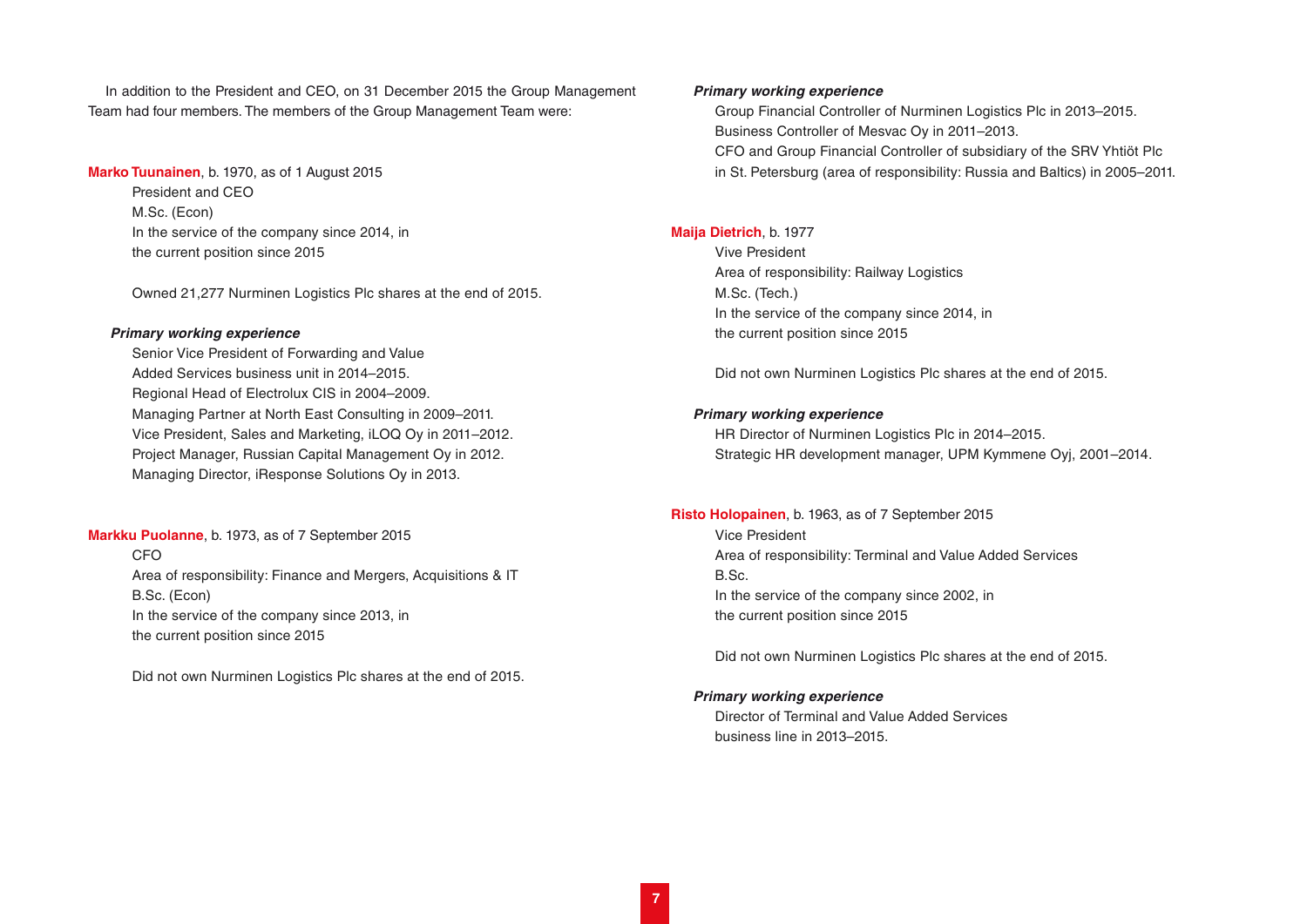In addition to the President and CEO, on 31 December 2015 the Group Management Team had four members. The members of the Group Management Team were:

**Marko Tuunainen**, b. 1970, as of 1 August 2015
President and CEO
M.Sc. (Econ)
In the service of the company since 2014, in the current position since 2015

Owned 21,277 Nurminen Logistics Plc shares at the end of 2015.

***Primary working experience***

Senior Vice President of Forwarding and Value Added Services business unit in 2014–2015.
Regional Head of Electrolux CIS in 2004–2009.
Managing Partner at North East Consulting in 2009–2011.
Vice President, Sales and Marketing, iLOQ Oy in 2011–2012.
Project Manager, Russian Capital Management Oy in 2012.
Managing Director, iResponse Solutions Oy in 2013.

**Markku Puolanne**, b. 1973, as of 7 September 2015
CFO
Area of responsibility: Finance and Mergers, Acquisitions & IT
B.Sc. (Econ)
In the service of the company since 2013, in the current position since 2015

Did not own Nurminen Logistics Plc shares at the end of 2015.

***Primary working experience***

Group Financial Controller of Nurminen Logistics Plc in 2013–2015.
Business Controller of Mesvac Oy in 2011–2013.
CFO and Group Financial Controller of subsidiary of the SRV Yhtiöt Plc in St. Petersburg (area of responsibility: Russia and Baltics) in 2005–2011.

**Maija Dietrich**, b. 1977
Vive President
Area of responsibility: Railway Logistics
M.Sc. (Tech.)
In the service of the company since 2014, in the current position since 2015

Did not own Nurminen Logistics Plc shares at the end of 2015.

***Primary working experience***

HR Director of Nurminen Logistics Plc in 2014–2015.
Strategic HR development manager, UPM Kymmene Oyj, 2001–2014.

**Risto Holopainen**, b. 1963, as of 7 September 2015
Vice President
Area of responsibility: Terminal and Value Added Services
B.Sc.
In the service of the company since 2002, in the current position since 2015

Did not own Nurminen Logistics Plc shares at the end of 2015.

***Primary working experience***

Director of Terminal and Value Added Services business line in 2013–2015.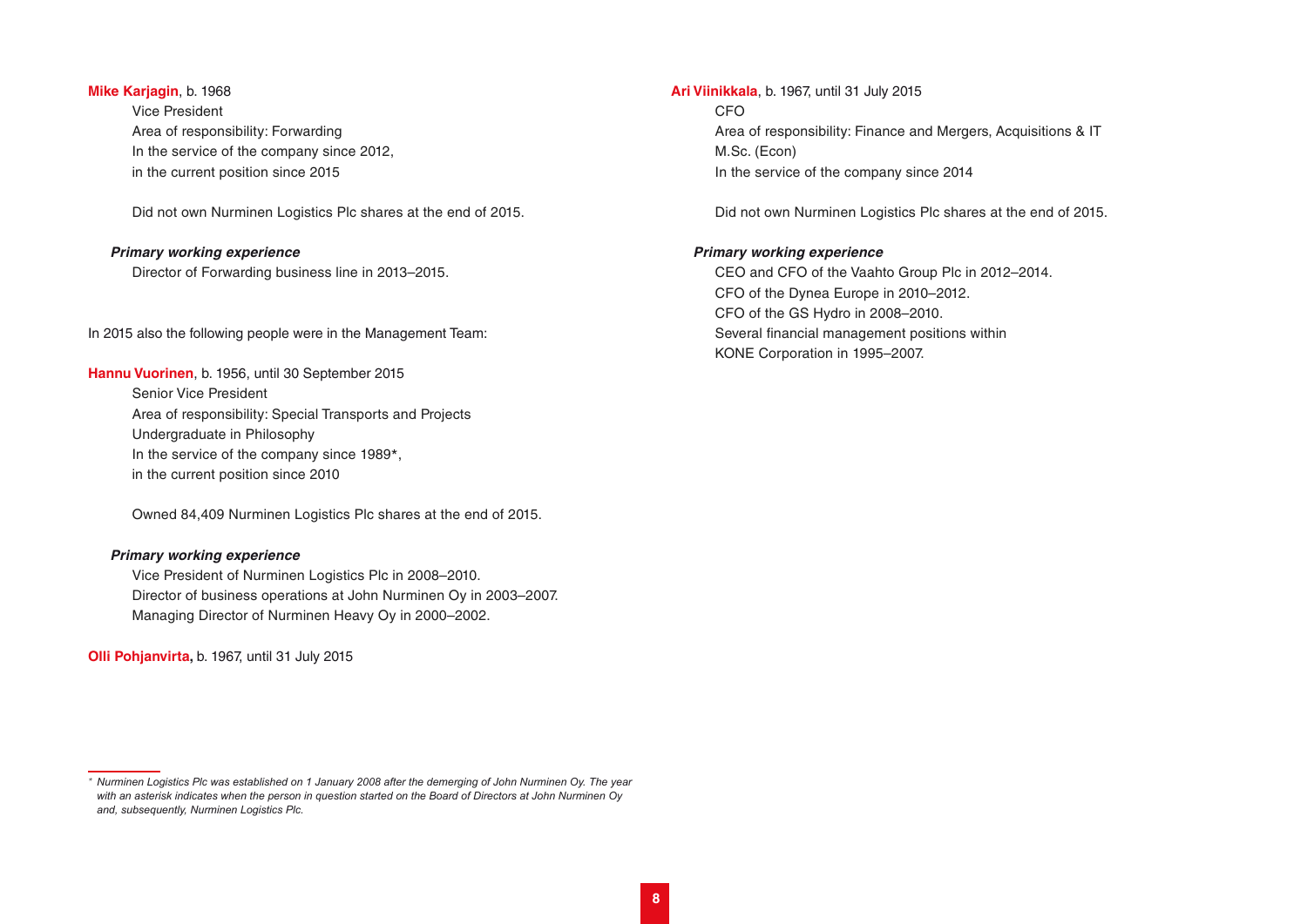**Mike Karjagin**, b. 1968

Vice President
Area of responsibility: Forwarding
In the service of the company since 2012,
in the current position since 2015

Did not own Nurminen Logistics Plc shares at the end of 2015.

***Primary working experience***

Director of Forwarding business line in 2013–2015.

In 2015 also the following people were in the Management Team:

**Hannu Vuorinen**, b. 1956, until 30 September 2015

Senior Vice President
Area of responsibility: Special Transports and Projects
Undergraduate in Philosophy
In the service of the company since 1989*,
in the current position since 2010

Owned 84,409 Nurminen Logistics Plc shares at the end of 2015.

***Primary working experience***

Vice President of Nurminen Logistics Plc in 2008–2010.
Director of business operations at John Nurminen Oy in 2003–2007.
Managing Director of Nurminen Heavy Oy in 2000–2002.

**Olli Pohjanvirta**, b. 1967, until 31 July 2015

**Ari Viinikkala**, b. 1967, until 31 July 2015

CFO
Area of responsibility: Finance and Mergers, Acquisitions & IT
M.Sc. (Econ)
In the service of the company since 2014

Did not own Nurminen Logistics Plc shares at the end of 2015.

***Primary working experience***

CEO and CFO of the Vaahto Group Plc in 2012–2014.
CFO of the Dynea Europe in 2010–2012.
CFO of the GS Hydro in 2008–2010.
Several financial management positions within
KONE Corporation in 1995–2007.

---

*\* Nurminen Logistics Plc was established on 1 January 2008 after the demerging of John Nurminen Oy. The year with an asterisk indicates when the person in question started on the Board of Directors at John Nurminen Oy and, subsequently, Nurminen Logistics Plc.*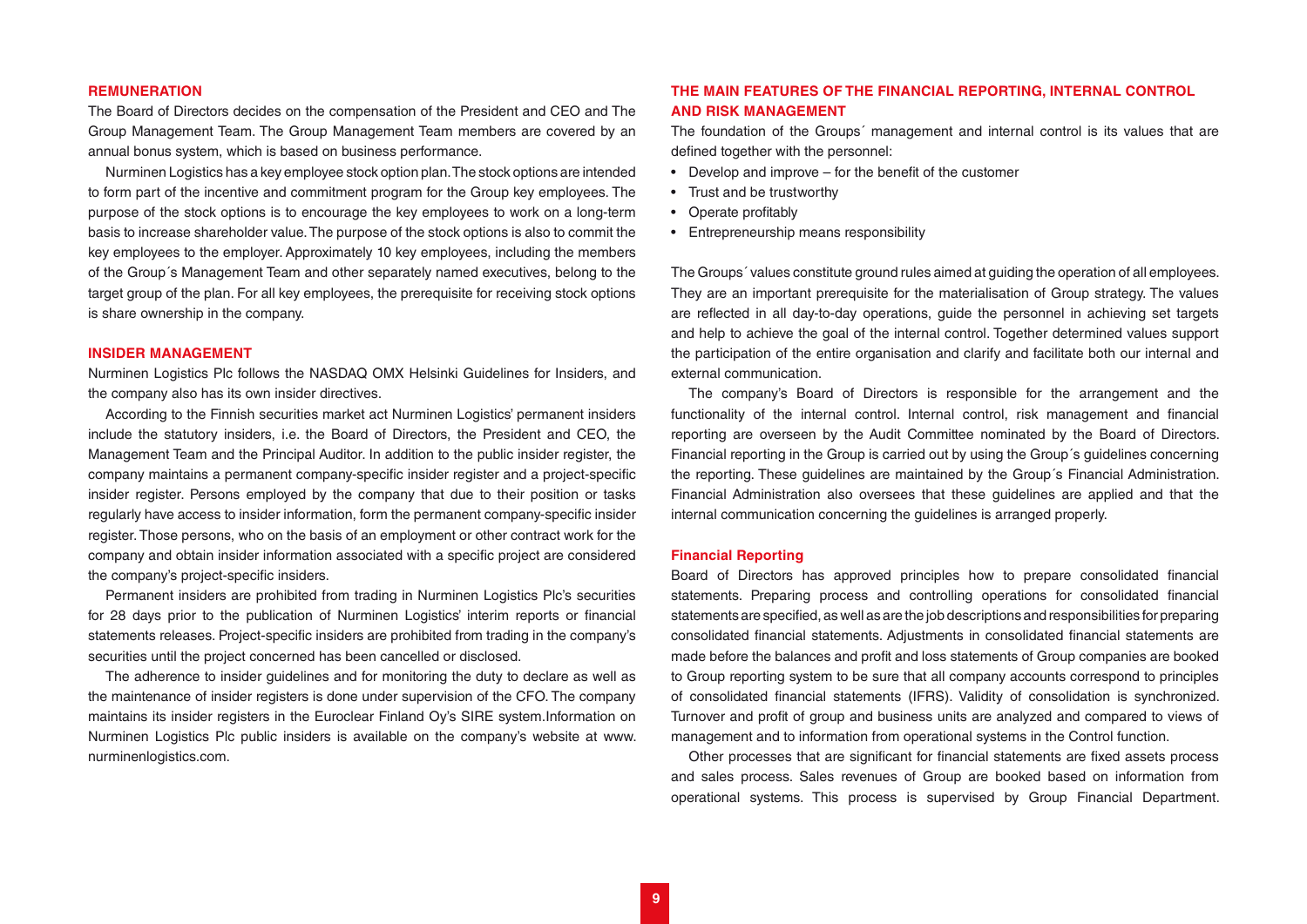## REMUNERATION

The Board of Directors decides on the compensation of the President and CEO and The Group Management Team. The Group Management Team members are covered by an annual bonus system, which is based on business performance.

Nurminen Logistics has a key employee stock option plan. The stock options are intended to form part of the incentive and commitment program for the Group key employees. The purpose of the stock options is to encourage the key employees to work on a long-term basis to increase shareholder value. The purpose of the stock options is also to commit the key employees to the employer. Approximately 10 key employees, including the members of the Group´s Management Team and other separately named executives, belong to the target group of the plan. For all key employees, the prerequisite for receiving stock options is share ownership in the company.

## INSIDER MANAGEMENT

Nurminen Logistics Plc follows the NASDAQ OMX Helsinki Guidelines for Insiders, and the company also has its own insider directives.

According to the Finnish securities market act Nurminen Logistics' permanent insiders include the statutory insiders, i.e. the Board of Directors, the President and CEO, the Management Team and the Principal Auditor. In addition to the public insider register, the company maintains a permanent company-specific insider register and a project-specific insider register. Persons employed by the company that due to their position or tasks regularly have access to insider information, form the permanent company-specific insider register. Those persons, who on the basis of an employment or other contract work for the company and obtain insider information associated with a specific project are considered the company's project-specific insiders.

Permanent insiders are prohibited from trading in Nurminen Logistics Plc's securities for 28 days prior to the publication of Nurminen Logistics' interim reports or financial statements releases. Project-specific insiders are prohibited from trading in the company's securities until the project concerned has been cancelled or disclosed.

The adherence to insider guidelines and for monitoring the duty to declare as well as the maintenance of insider registers is done under supervision of the CFO. The company maintains its insider registers in the Euroclear Finland Oy's SIRE system.Information on Nurminen Logistics Plc public insiders is available on the company's website at www.nurminenlogistics.com.

## THE MAIN FEATURES OF THE FINANCIAL REPORTING, INTERNAL CONTROL AND RISK MANAGEMENT

The foundation of the Groups´ management and internal control is its values that are defined together with the personnel:

- Develop and improve – for the benefit of the customer
- Trust and be trustworthy
- Operate profitably
- Entrepreneurship means responsibility

The Groups´ values constitute ground rules aimed at guiding the operation of all employees. They are an important prerequisite for the materialisation of Group strategy. The values are reflected in all day-to-day operations, guide the personnel in achieving set targets and help to achieve the goal of the internal control. Together determined values support the participation of the entire organisation and clarify and facilitate both our internal and external communication.

The company's Board of Directors is responsible for the arrangement and the functionality of the internal control. Internal control, risk management and financial reporting are overseen by the Audit Committee nominated by the Board of Directors. Financial reporting in the Group is carried out by using the Group´s guidelines concerning the reporting. These guidelines are maintained by the Group´s Financial Administration. Financial Administration also oversees that these guidelines are applied and that the internal communication concerning the guidelines is arranged properly.

### Financial Reporting

Board of Directors has approved principles how to prepare consolidated financial statements. Preparing process and controlling operations for consolidated financial statements are specified, as well as are the job descriptions and responsibilities for preparing consolidated financial statements. Adjustments in consolidated financial statements are made before the balances and profit and loss statements of Group companies are booked to Group reporting system to be sure that all company accounts correspond to principles of consolidated financial statements (IFRS). Validity of consolidation is synchronized. Turnover and profit of group and business units are analyzed and compared to views of management and to information from operational systems in the Control function.

Other processes that are significant for financial statements are fixed assets process and sales process. Sales revenues of Group are booked based on information from operational systems. This process is supervised by Group Financial Department.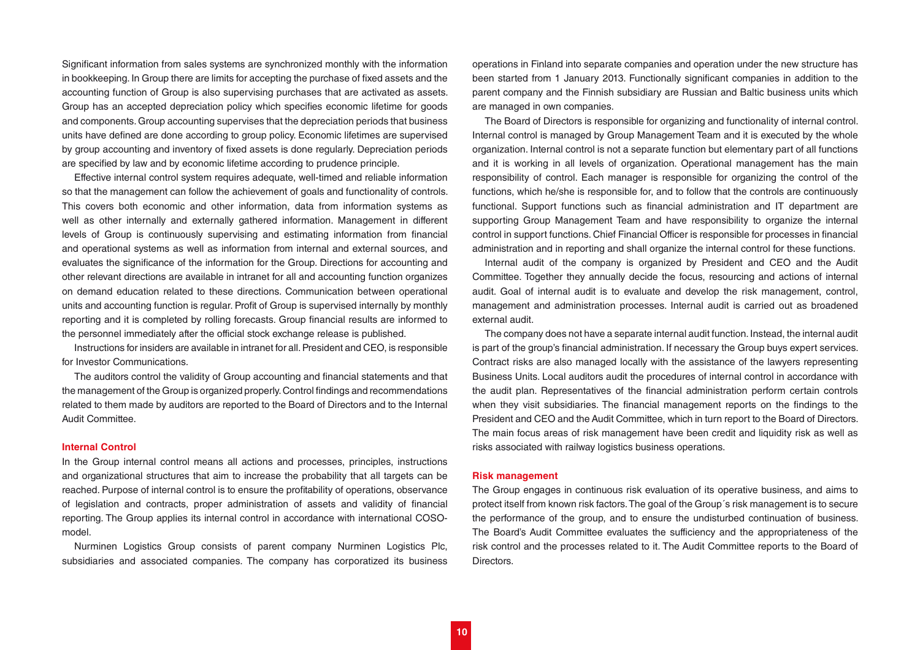Significant information from sales systems are synchronized monthly with the information in bookkeeping. In Group there are limits for accepting the purchase of fixed assets and the accounting function of Group is also supervising purchases that are activated as assets. Group has an accepted depreciation policy which specifies economic lifetime for goods and components. Group accounting supervises that the depreciation periods that business units have defined are done according to group policy. Economic lifetimes are supervised by group accounting and inventory of fixed assets is done regularly. Depreciation periods are specified by law and by economic lifetime according to prudence principle.

Effective internal control system requires adequate, well-timed and reliable information so that the management can follow the achievement of goals and functionality of controls. This covers both economic and other information, data from information systems as well as other internally and externally gathered information. Management in different levels of Group is continuously supervising and estimating information from financial and operational systems as well as information from internal and external sources, and evaluates the significance of the information for the Group. Directions for accounting and other relevant directions are available in intranet for all and accounting function organizes on demand education related to these directions. Communication between operational units and accounting function is regular. Profit of Group is supervised internally by monthly reporting and it is completed by rolling forecasts. Group financial results are informed to the personnel immediately after the official stock exchange release is published.

Instructions for insiders are available in intranet for all. President and CEO, is responsible for Investor Communications.

The auditors control the validity of Group accounting and financial statements and that the management of the Group is organized properly. Control findings and recommendations related to them made by auditors are reported to the Board of Directors and to the Internal Audit Committee.

## Internal Control

In the Group internal control means all actions and processes, principles, instructions and organizational structures that aim to increase the probability that all targets can be reached. Purpose of internal control is to ensure the profitability of operations, observance of legislation and contracts, proper administration of assets and validity of financial reporting. The Group applies its internal control in accordance with international COSO-model.

Nurminen Logistics Group consists of parent company Nurminen Logistics Plc, subsidiaries and associated companies. The company has corporatized its business operations in Finland into separate companies and operation under the new structure has been started from 1 January 2013. Functionally significant companies in addition to the parent company and the Finnish subsidiary are Russian and Baltic business units which are managed in own companies.

The Board of Directors is responsible for organizing and functionality of internal control. Internal control is managed by Group Management Team and it is executed by the whole organization. Internal control is not a separate function but elementary part of all functions and it is working in all levels of organization. Operational management has the main responsibility of control. Each manager is responsible for organizing the control of the functions, which he/she is responsible for, and to follow that the controls are continuously functional. Support functions such as financial administration and IT department are supporting Group Management Team and have responsibility to organize the internal control in support functions. Chief Financial Officer is responsible for processes in financial administration and in reporting and shall organize the internal control for these functions.

Internal audit of the company is organized by President and CEO and the Audit Committee. Together they annually decide the focus, resourcing and actions of internal audit. Goal of internal audit is to evaluate and develop the risk management, control, management and administration processes. Internal audit is carried out as broadened external audit.

The company does not have a separate internal audit function. Instead, the internal audit is part of the group's financial administration. If necessary the Group buys expert services. Contract risks are also managed locally with the assistance of the lawyers representing Business Units. Local auditors audit the procedures of internal control in accordance with the audit plan. Representatives of the financial administration perform certain controls when they visit subsidiaries. The financial management reports on the findings to the President and CEO and the Audit Committee, which in turn report to the Board of Directors. The main focus areas of risk management have been credit and liquidity risk as well as risks associated with railway logistics business operations.

## Risk management

The Group engages in continuous risk evaluation of its operative business, and aims to protect itself from known risk factors. The goal of the Group´s risk management is to secure the performance of the group, and to ensure the undisturbed continuation of business. The Board's Audit Committee evaluates the sufficiency and the appropriateness of the risk control and the processes related to it. The Audit Committee reports to the Board of Directors.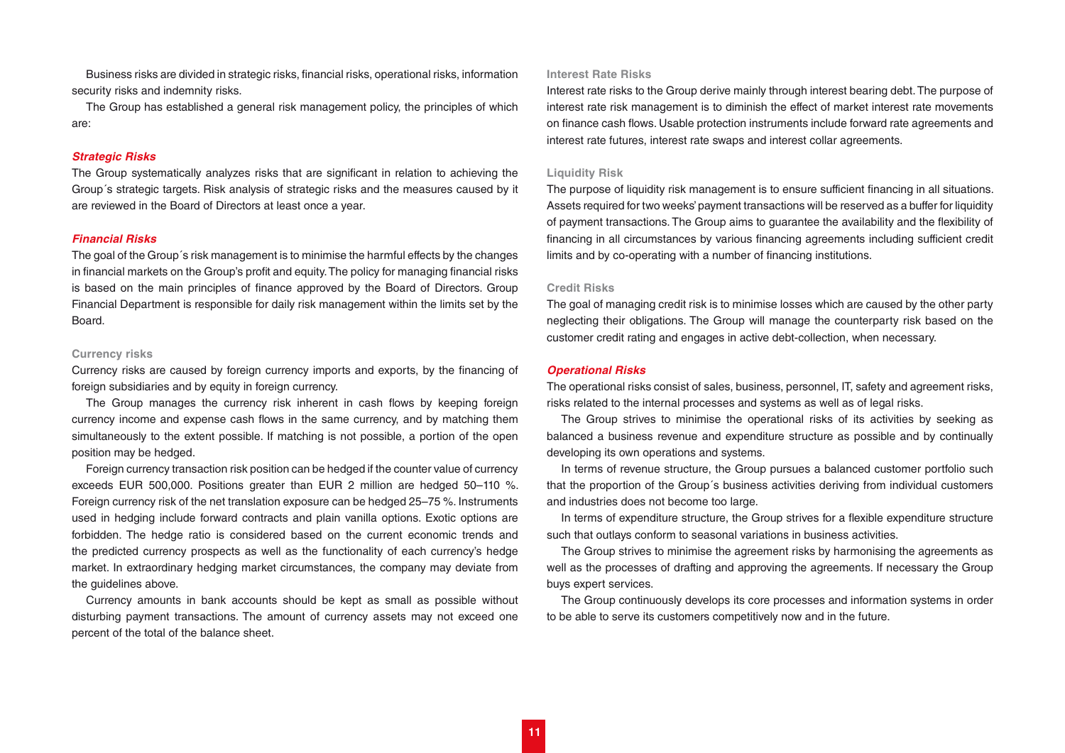Business risks are divided in strategic risks, financial risks, operational risks, information security risks and indemnity risks.

The Group has established a general risk management policy, the principles of which are:

## *Strategic Risks*

The Group systematically analyzes risks that are significant in relation to achieving the Group´s strategic targets. Risk analysis of strategic risks and the measures caused by it are reviewed in the Board of Directors at least once a year.

## *Financial Risks*

The goal of the Group´s risk management is to minimise the harmful effects by the changes in financial markets on the Group's profit and equity. The policy for managing financial risks is based on the main principles of finance approved by the Board of Directors. Group Financial Department is responsible for daily risk management within the limits set by the Board.

### Currency risks

Currency risks are caused by foreign currency imports and exports, by the financing of foreign subsidiaries and by equity in foreign currency.

The Group manages the currency risk inherent in cash flows by keeping foreign currency income and expense cash flows in the same currency, and by matching them simultaneously to the extent possible. If matching is not possible, a portion of the open position may be hedged.

Foreign currency transaction risk position can be hedged if the counter value of currency exceeds EUR 500,000. Positions greater than EUR 2 million are hedged 50–110 %. Foreign currency risk of the net translation exposure can be hedged 25–75 %. Instruments used in hedging include forward contracts and plain vanilla options. Exotic options are forbidden. The hedge ratio is considered based on the current economic trends and the predicted currency prospects as well as the functionality of each currency's hedge market. In extraordinary hedging market circumstances, the company may deviate from the guidelines above.

Currency amounts in bank accounts should be kept as small as possible without disturbing payment transactions. The amount of currency assets may not exceed one percent of the total of the balance sheet.

### Interest Rate Risks

Interest rate risks to the Group derive mainly through interest bearing debt. The purpose of interest rate risk management is to diminish the effect of market interest rate movements on finance cash flows. Usable protection instruments include forward rate agreements and interest rate futures, interest rate swaps and interest collar agreements.

### Liquidity Risk

The purpose of liquidity risk management is to ensure sufficient financing in all situations. Assets required for two weeks' payment transactions will be reserved as a buffer for liquidity of payment transactions. The Group aims to guarantee the availability and the flexibility of financing in all circumstances by various financing agreements including sufficient credit limits and by co-operating with a number of financing institutions.

### Credit Risks

The goal of managing credit risk is to minimise losses which are caused by the other party neglecting their obligations. The Group will manage the counterparty risk based on the customer credit rating and engages in active debt-collection, when necessary.

## *Operational Risks*

The operational risks consist of sales, business, personnel, IT, safety and agreement risks, risks related to the internal processes and systems as well as of legal risks.

The Group strives to minimise the operational risks of its activities by seeking as balanced a business revenue and expenditure structure as possible and by continually developing its own operations and systems.

In terms of revenue structure, the Group pursues a balanced customer portfolio such that the proportion of the Group´s business activities deriving from individual customers and industries does not become too large.

In terms of expenditure structure, the Group strives for a flexible expenditure structure such that outlays conform to seasonal variations in business activities.

The Group strives to minimise the agreement risks by harmonising the agreements as well as the processes of drafting and approving the agreements. If necessary the Group buys expert services.

The Group continuously develops its core processes and information systems in order to be able to serve its customers competitively now and in the future.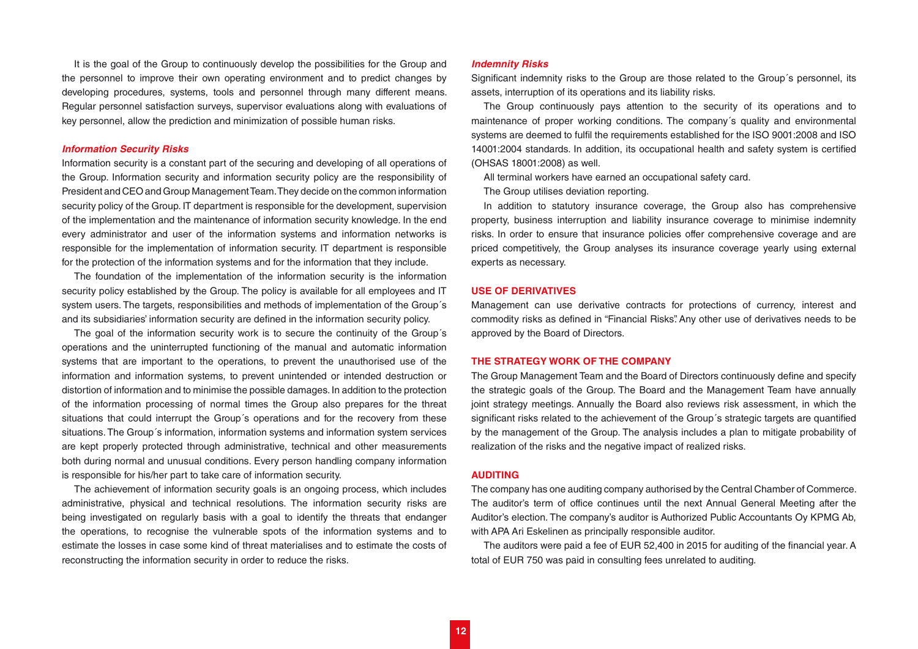It is the goal of the Group to continuously develop the possibilities for the Group and the personnel to improve their own operating environment and to predict changes by developing procedures, systems, tools and personnel through many different means. Regular personnel satisfaction surveys, supervisor evaluations along with evaluations of key personnel, allow the prediction and minimization of possible human risks.

### *Information Security Risks*

Information security is a constant part of the securing and developing of all operations of the Group. Information security and information security policy are the responsibility of President and CEO and Group Management Team. They decide on the common information security policy of the Group. IT department is responsible for the development, supervision of the implementation and the maintenance of information security knowledge. In the end every administrator and user of the information systems and information networks is responsible for the implementation of information security. IT department is responsible for the protection of the information systems and for the information that they include.

The foundation of the implementation of the information security is the information security policy established by the Group. The policy is available for all employees and IT system users. The targets, responsibilities and methods of implementation of the Group´s and its subsidiaries' information security are defined in the information security policy.

The goal of the information security work is to secure the continuity of the Group´s operations and the uninterrupted functioning of the manual and automatic information systems that are important to the operations, to prevent the unauthorised use of the information and information systems, to prevent unintended or intended destruction or distortion of information and to minimise the possible damages. In addition to the protection of the information processing of normal times the Group also prepares for the threat situations that could interrupt the Group´s operations and for the recovery from these situations. The Group´s information, information systems and information system services are kept properly protected through administrative, technical and other measurements both during normal and unusual conditions. Every person handling company information is responsible for his/her part to take care of information security.

The achievement of information security goals is an ongoing process, which includes administrative, physical and technical resolutions. The information security risks are being investigated on regularly basis with a goal to identify the threats that endanger the operations, to recognise the vulnerable spots of the information systems and to estimate the losses in case some kind of threat materialises and to estimate the costs of reconstructing the information security in order to reduce the risks.

### *Indemnity Risks*

Significant indemnity risks to the Group are those related to the Group´s personnel, its assets, interruption of its operations and its liability risks.

The Group continuously pays attention to the security of its operations and to maintenance of proper working conditions. The company´s quality and environmental systems are deemed to fulfil the requirements established for the ISO 9001:2008 and ISO 14001:2004 standards. In addition, its occupational health and safety system is certified (OHSAS 18001:2008) as well.

All terminal workers have earned an occupational safety card.

The Group utilises deviation reporting.

In addition to statutory insurance coverage, the Group also has comprehensive property, business interruption and liability insurance coverage to minimise indemnity risks. In order to ensure that insurance policies offer comprehensive coverage and are priced competitively, the Group analyses its insurance coverage yearly using external experts as necessary.

## USE OF DERIVATIVES

Management can use derivative contracts for protections of currency, interest and commodity risks as defined in "Financial Risks". Any other use of derivatives needs to be approved by the Board of Directors.

## THE STRATEGY WORK OF THE COMPANY

The Group Management Team and the Board of Directors continuously define and specify the strategic goals of the Group. The Board and the Management Team have annually joint strategy meetings. Annually the Board also reviews risk assessment, in which the significant risks related to the achievement of the Group´s strategic targets are quantified by the management of the Group. The analysis includes a plan to mitigate probability of realization of the risks and the negative impact of realized risks.

## AUDITING

The company has one auditing company authorised by the Central Chamber of Commerce. The auditor's term of office continues until the next Annual General Meeting after the Auditor's election. The company's auditor is Authorized Public Accountants Oy KPMG Ab, with APA Ari Eskelinen as principally responsible auditor.

The auditors were paid a fee of EUR 52,400 in 2015 for auditing of the financial year. A total of EUR 750 was paid in consulting fees unrelated to auditing.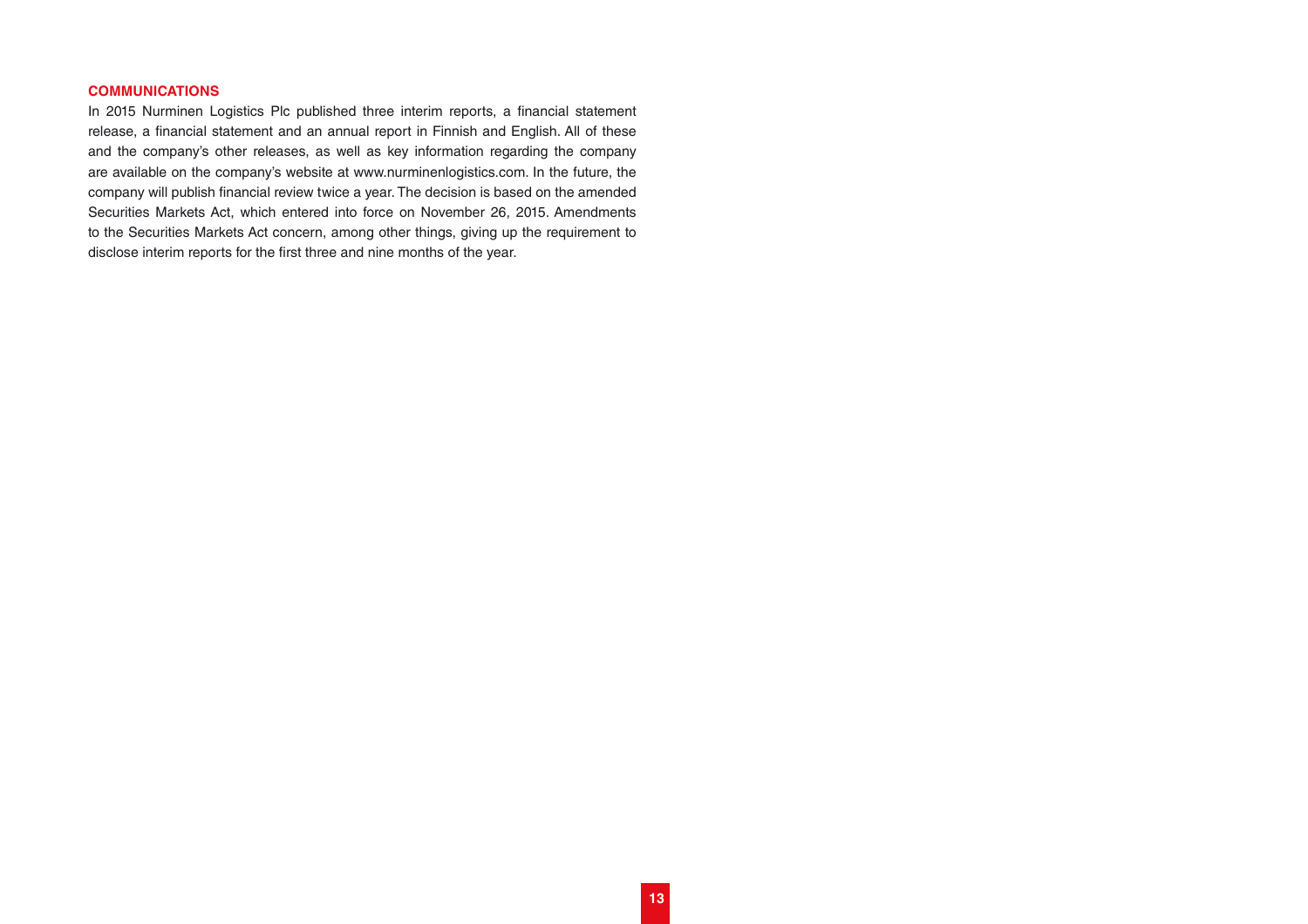## COMMUNICATIONS

In 2015 Nurminen Logistics Plc published three interim reports, a financial statement release, a financial statement and an annual report in Finnish and English. All of these and the company's other releases, as well as key information regarding the company are available on the company's website at www.nurminenlogistics.com. In the future, the company will publish financial review twice a year. The decision is based on the amended Securities Markets Act, which entered into force on November 26, 2015. Amendments to the Securities Markets Act concern, among other things, giving up the requirement to disclose interim reports for the first three and nine months of the year.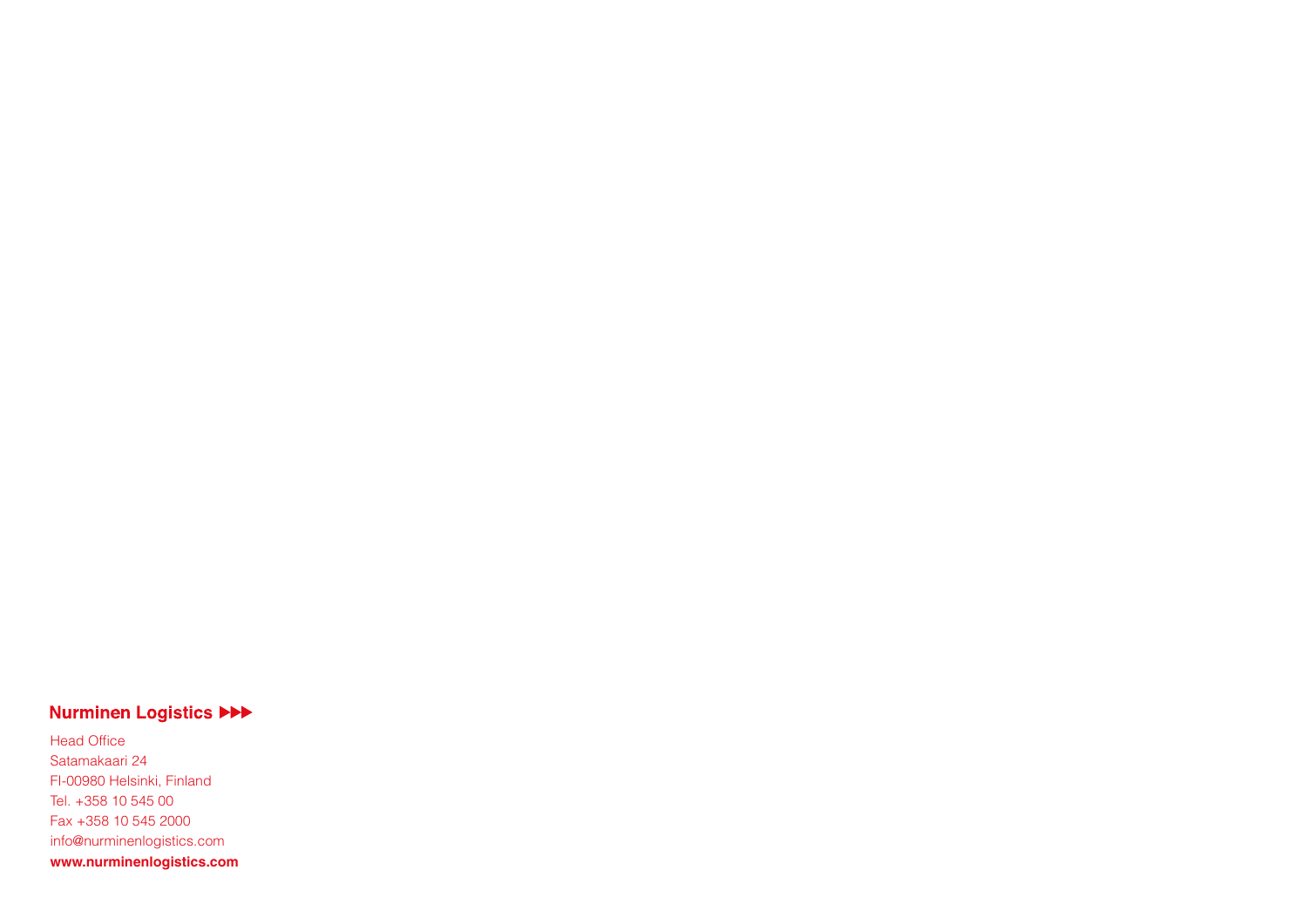**Nurminen Logistics ▶▶▶**

Head Office
Satamakaari 24
FI-00980 Helsinki, Finland
Tel. +358 10 545 00
Fax +358 10 545 2000
info@nurminenlogistics.com
**www.nurminenlogistics.com**